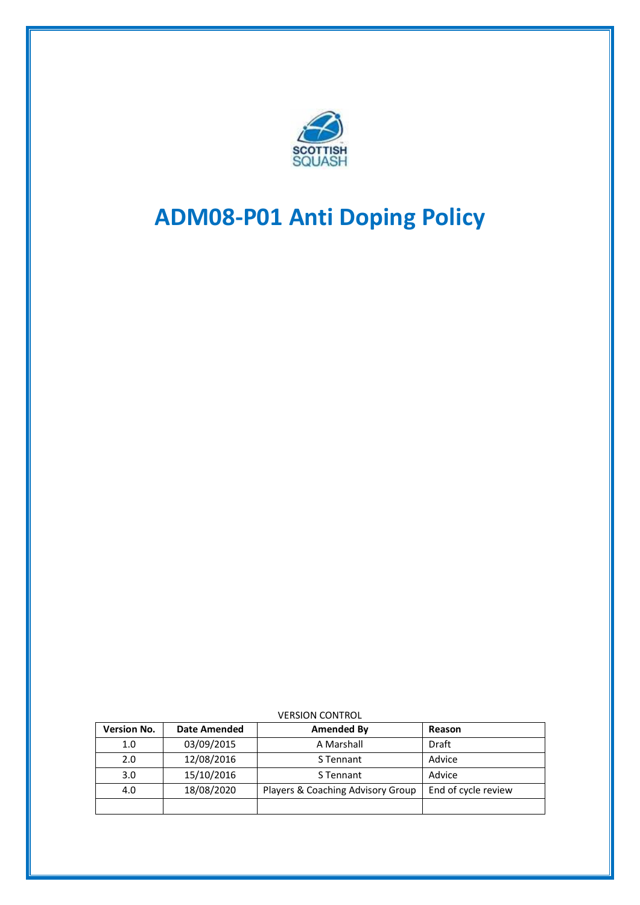# ADM08-P01 Anti Doping Policy

VERSION CONTROL

| Version No. | Date Amended | Amended By | Reason |
|---|---|---|---|
| 1.0 | 03/09/2015 | A Marshall | Draft |
| 2.0 | 12/08/2016 | S Tennant | Advice |
| 3.0 | 15/10/2016 | S Tennant | Advice |
| 4.0 | 18/08/2020 | Players & Coaching Advisory Group | End of cycle review |
| | | | |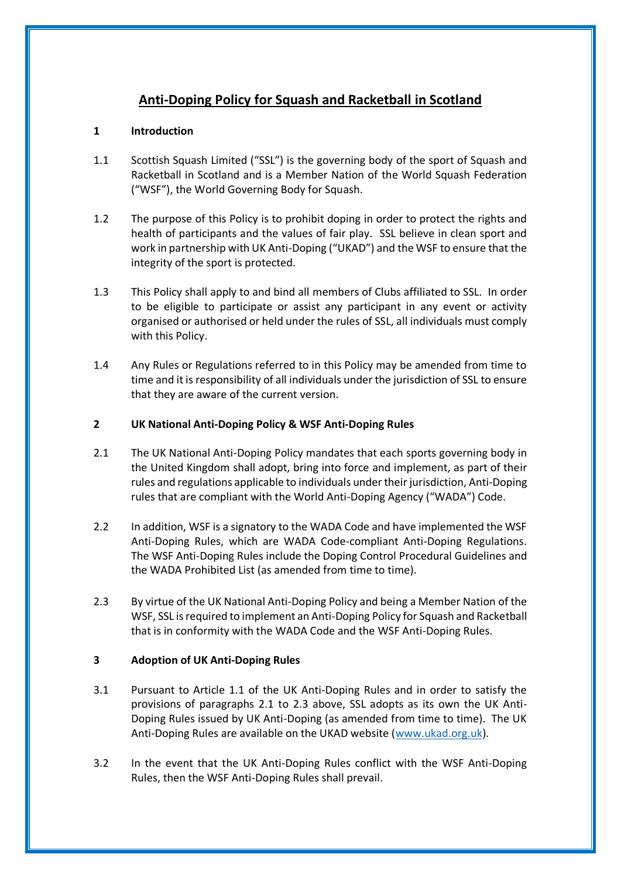# Anti-Doping Policy for Squash and Racketball in Scotland

## 1 Introduction

1.1 Scottish Squash Limited ("SSL") is the governing body of the sport of Squash and Racketball in Scotland and is a Member Nation of the World Squash Federation ("WSF"), the World Governing Body for Squash.

1.2 The purpose of this Policy is to prohibit doping in order to protect the rights and health of participants and the values of fair play. SSL believe in clean sport and work in partnership with UK Anti-Doping ("UKAD") and the WSF to ensure that the integrity of the sport is protected.

1.3 This Policy shall apply to and bind all members of Clubs affiliated to SSL. In order to be eligible to participate or assist any participant in any event or activity organised or authorised or held under the rules of SSL, all individuals must comply with this Policy.

1.4 Any Rules or Regulations referred to in this Policy may be amended from time to time and it is responsibility of all individuals under the jurisdiction of SSL to ensure that they are aware of the current version.

## 2 UK National Anti-Doping Policy & WSF Anti-Doping Rules

2.1 The UK National Anti-Doping Policy mandates that each sports governing body in the United Kingdom shall adopt, bring into force and implement, as part of their rules and regulations applicable to individuals under their jurisdiction, Anti-Doping rules that are compliant with the World Anti-Doping Agency ("WADA") Code.

2.2 In addition, WSF is a signatory to the WADA Code and have implemented the WSF Anti-Doping Rules, which are WADA Code-compliant Anti-Doping Regulations. The WSF Anti-Doping Rules include the Doping Control Procedural Guidelines and the WADA Prohibited List (as amended from time to time).

2.3 By virtue of the UK National Anti-Doping Policy and being a Member Nation of the WSF, SSL is required to implement an Anti-Doping Policy for Squash and Racketball that is in conformity with the WADA Code and the WSF Anti-Doping Rules.

## 3 Adoption of UK Anti-Doping Rules

3.1 Pursuant to Article 1.1 of the UK Anti-Doping Rules and in order to satisfy the provisions of paragraphs 2.1 to 2.3 above, SSL adopts as its own the UK Anti-Doping Rules issued by UK Anti-Doping (as amended from time to time). The UK Anti-Doping Rules are available on the UKAD website (www.ukad.org.uk).

3.2 In the event that the UK Anti-Doping Rules conflict with the WSF Anti-Doping Rules, then the WSF Anti-Doping Rules shall prevail.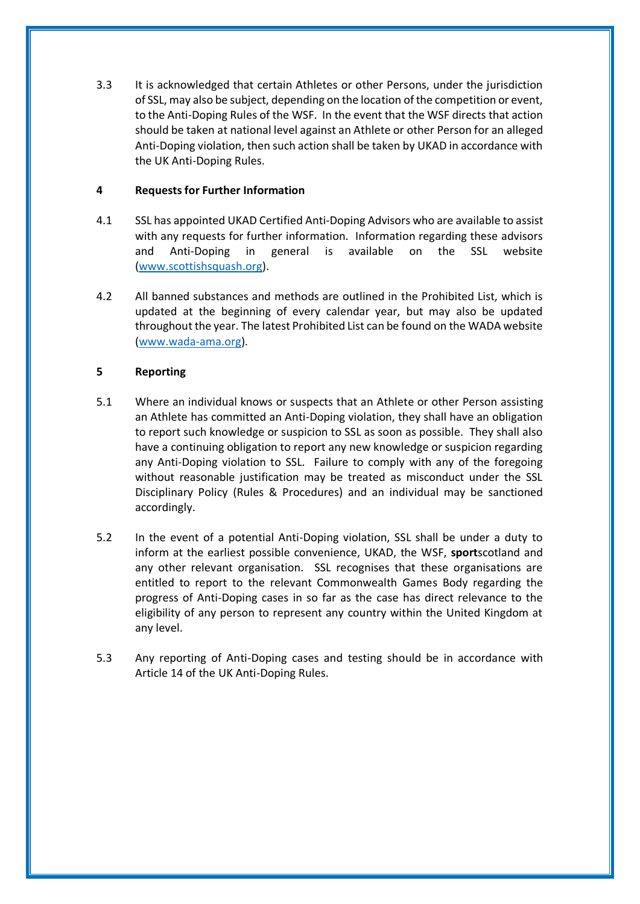3.3 It is acknowledged that certain Athletes or other Persons, under the jurisdiction of SSL, may also be subject, depending on the location of the competition or event, to the Anti-Doping Rules of the WSF. In the event that the WSF directs that action should be taken at national level against an Athlete or other Person for an alleged Anti-Doping violation, then such action shall be taken by UKAD in accordance with the UK Anti-Doping Rules.

## 4 Requests for Further Information

4.1 SSL has appointed UKAD Certified Anti-Doping Advisors who are available to assist with any requests for further information. Information regarding these advisors and Anti-Doping in general is available on the SSL website ([www.scottishsquash.org](www.scottishsquash.org)).

4.2 All banned substances and methods are outlined in the Prohibited List, which is updated at the beginning of every calendar year, but may also be updated throughout the year. The latest Prohibited List can be found on the WADA website ([www.wada-ama.org](www.wada-ama.org)).

## 5 Reporting

5.1 Where an individual knows or suspects that an Athlete or other Person assisting an Athlete has committed an Anti-Doping violation, they shall have an obligation to report such knowledge or suspicion to SSL as soon as possible. They shall also have a continuing obligation to report any new knowledge or suspicion regarding any Anti-Doping violation to SSL. Failure to comply with any of the foregoing without reasonable justification may be treated as misconduct under the SSL Disciplinary Policy (Rules & Procedures) and an individual may be sanctioned accordingly.

5.2 In the event of a potential Anti-Doping violation, SSL shall be under a duty to inform at the earliest possible convenience, UKAD, the WSF, **sport**scotland and any other relevant organisation. SSL recognises that these organisations are entitled to report to the relevant Commonwealth Games Body regarding the progress of Anti-Doping cases in so far as the case has direct relevance to the eligibility of any person to represent any country within the United Kingdom at any level.

5.3 Any reporting of Anti-Doping cases and testing should be in accordance with Article 14 of the UK Anti-Doping Rules.